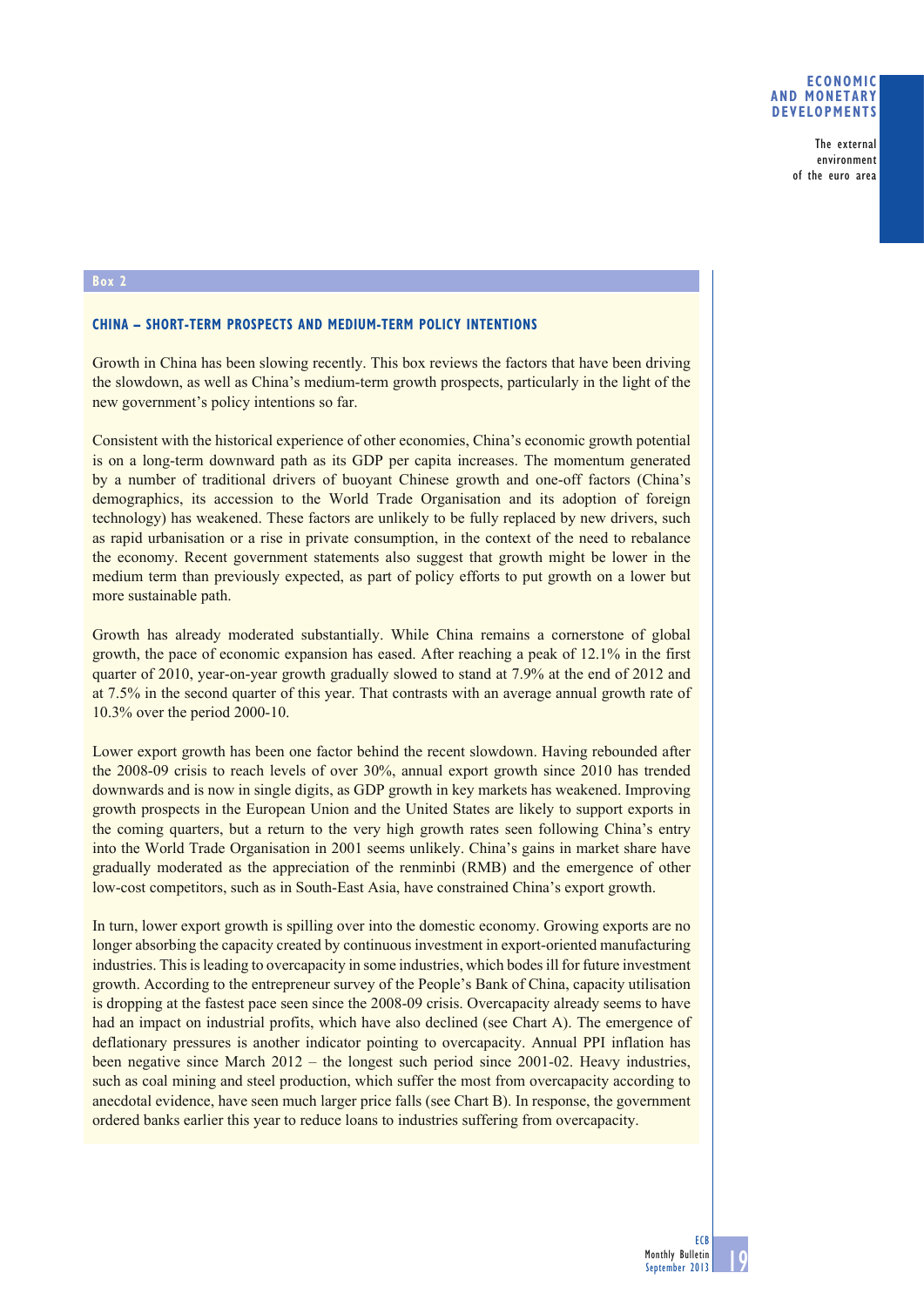## Box 2

### CHINA – SHORT-TERM PROSPECTS AND MEDIUM-TERM POLICY INTENTIONS

Growth in China has been slowing recently. This box reviews the factors that have been driving the slowdown, as well as China's medium-term growth prospects, particularly in the light of the new government's policy intentions so far.

Consistent with the historical experience of other economies, China's economic growth potential is on a long-term downward path as its GDP per capita increases. The momentum generated by a number of traditional drivers of buoyant Chinese growth and one-off factors (China's demographics, its accession to the World Trade Organisation and its adoption of foreign technology) has weakened. These factors are unlikely to be fully replaced by new drivers, such as rapid urbanisation or a rise in private consumption, in the context of the need to rebalance the economy. Recent government statements also suggest that growth might be lower in the medium term than previously expected, as part of policy efforts to put growth on a lower but more sustainable path.

Growth has already moderated substantially. While China remains a cornerstone of global growth, the pace of economic expansion has eased. After reaching a peak of 12.1% in the first quarter of 2010, year-on-year growth gradually slowed to stand at 7.9% at the end of 2012 and at 7.5% in the second quarter of this year. That contrasts with an average annual growth rate of 10.3% over the period 2000-10.

Lower export growth has been one factor behind the recent slowdown. Having rebounded after the 2008-09 crisis to reach levels of over 30%, annual export growth since 2010 has trended downwards and is now in single digits, as GDP growth in key markets has weakened. Improving growth prospects in the European Union and the United States are likely to support exports in the coming quarters, but a return to the very high growth rates seen following China's entry into the World Trade Organisation in 2001 seems unlikely. China's gains in market share have gradually moderated as the appreciation of the renminbi (RMB) and the emergence of other low-cost competitors, such as in South-East Asia, have constrained China's export growth.

In turn, lower export growth is spilling over into the domestic economy. Growing exports are no longer absorbing the capacity created by continuous investment in export-oriented manufacturing industries. This is leading to overcapacity in some industries, which bodes ill for future investment growth. According to the entrepreneur survey of the People's Bank of China, capacity utilisation is dropping at the fastest pace seen since the 2008-09 crisis. Overcapacity already seems to have had an impact on industrial profits, which have also declined (see Chart A). The emergence of deflationary pressures is another indicator pointing to overcapacity. Annual PPI inflation has been negative since March 2012 – the longest such period since 2001-02. Heavy industries, such as coal mining and steel production, which suffer the most from overcapacity according to anecdotal evidence, have seen much larger price falls (see Chart B). In response, the government ordered banks earlier this year to reduce loans to industries suffering from overcapacity.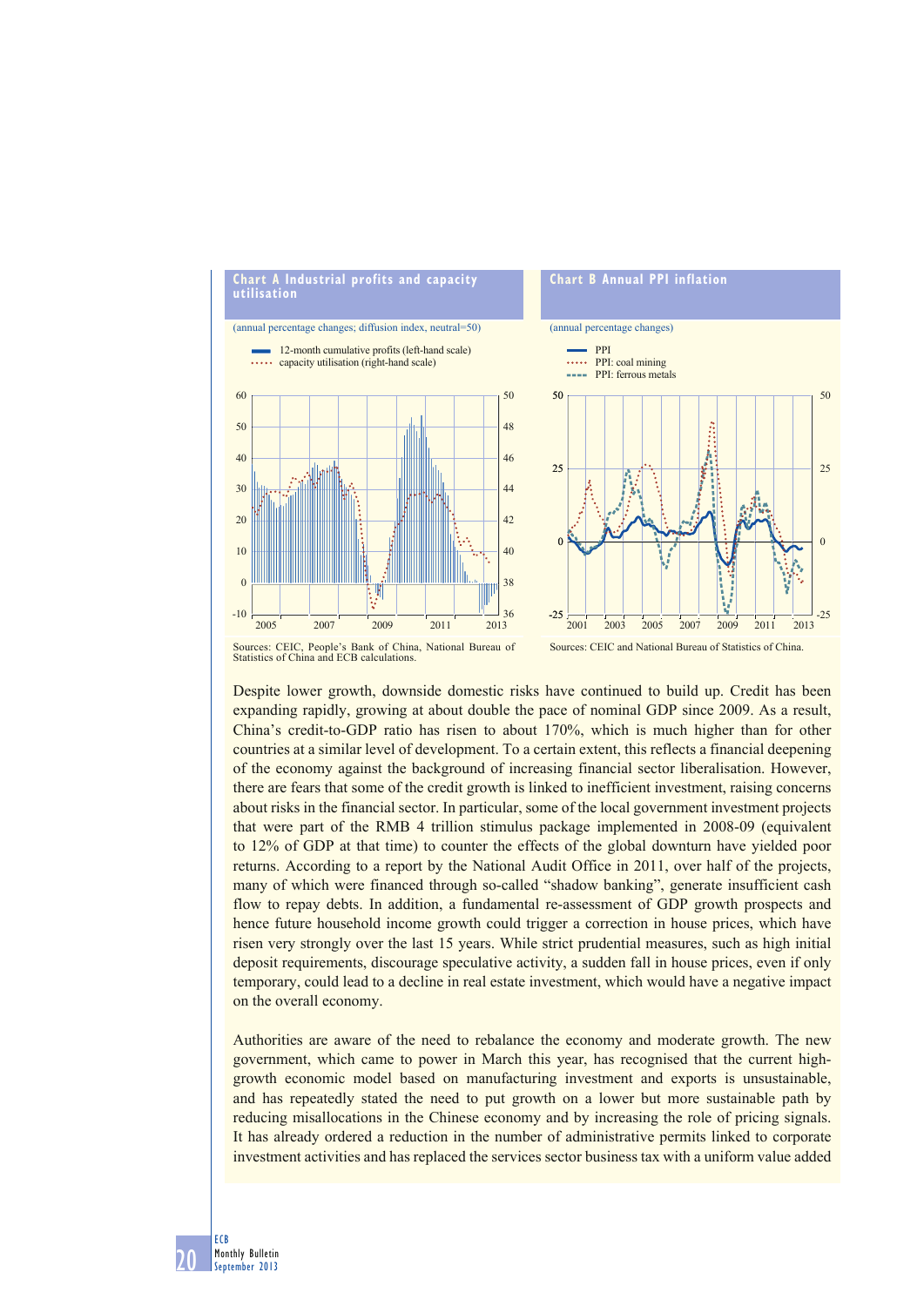**Chart A Industrial profits and capacity utilisation**

(annual percentage changes; diffusion index, neutral=50)

- 12-month cumulative profits (left-hand scale)
- capacity utilisation (right-hand scale)

Sources: CEIC, People's Bank of China, National Bureau of Statistics of China and ECB calculations.

**Chart B Annual PPI inflation**

(annual percentage changes)

- PPI
- PPI: coal mining
- PPI: ferrous metals

Sources: CEIC and National Bureau of Statistics of China.

Despite lower growth, downside domestic risks have continued to build up. Credit has been expanding rapidly, growing at about double the pace of nominal GDP since 2009. As a result, China's credit-to-GDP ratio has risen to about 170%, which is much higher than for other countries at a similar level of development. To a certain extent, this reflects a financial deepening of the economy against the background of increasing financial sector liberalisation. However, there are fears that some of the credit growth is linked to inefficient investment, raising concerns about risks in the financial sector. In particular, some of the local government investment projects that were part of the RMB 4 trillion stimulus package implemented in 2008-09 (equivalent to 12% of GDP at that time) to counter the effects of the global downturn have yielded poor returns. According to a report by the National Audit Office in 2011, over half of the projects, many of which were financed through so-called "shadow banking", generate insufficient cash flow to repay debts. In addition, a fundamental re-assessment of GDP growth prospects and hence future household income growth could trigger a correction in house prices, which have risen very strongly over the last 15 years. While strict prudential measures, such as high initial deposit requirements, discourage speculative activity, a sudden fall in house prices, even if only temporary, could lead to a decline in real estate investment, which would have a negative impact on the overall economy.

Authorities are aware of the need to rebalance the economy and moderate growth. The new government, which came to power in March this year, has recognised that the current high-growth economic model based on manufacturing investment and exports is unsustainable, and has repeatedly stated the need to put growth on a lower but more sustainable path by reducing misallocations in the Chinese economy and by increasing the role of pricing signals. It has already ordered a reduction in the number of administrative permits linked to corporate investment activities and has replaced the services sector business tax with a uniform value added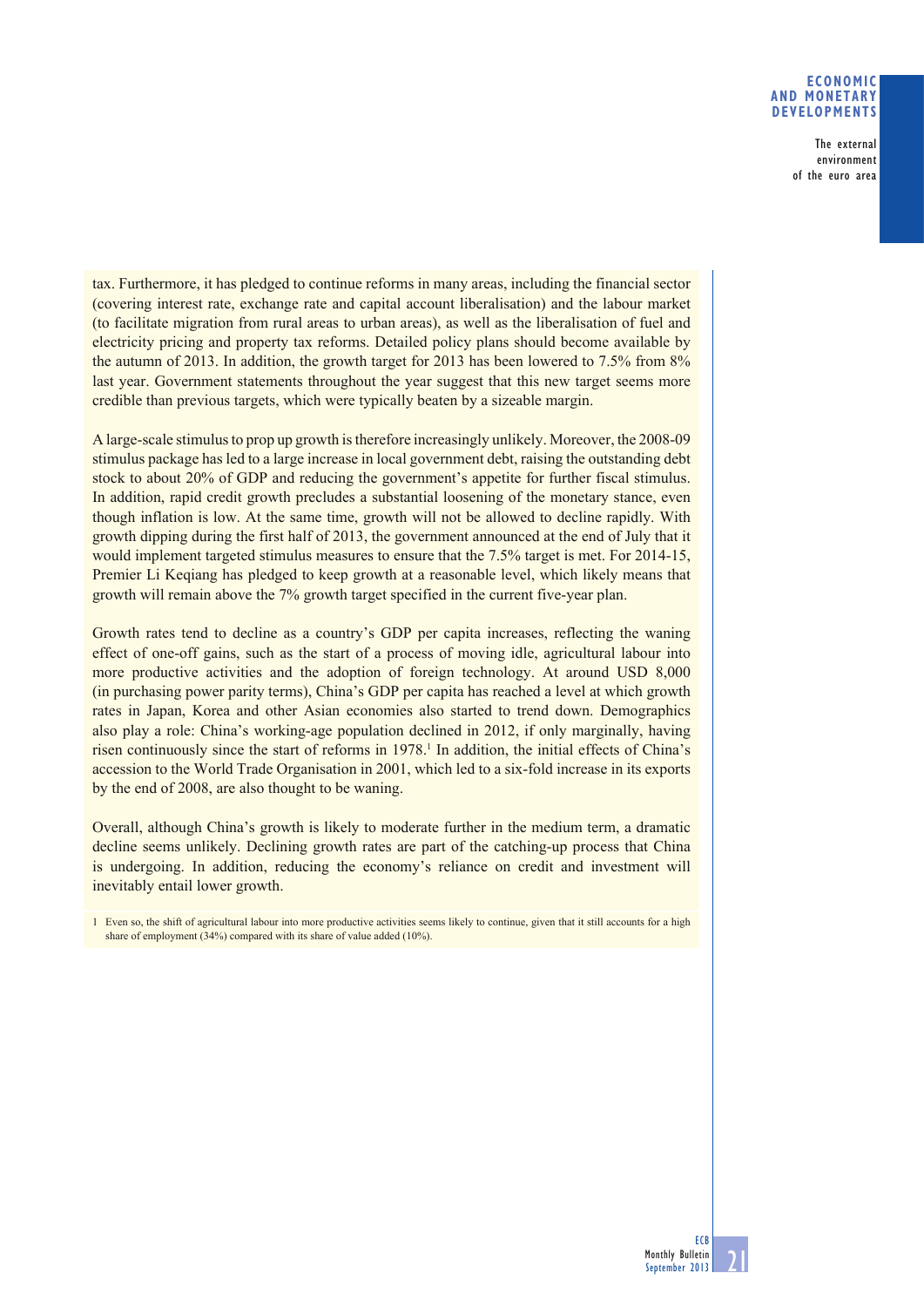tax. Furthermore, it has pledged to continue reforms in many areas, including the financial sector (covering interest rate, exchange rate and capital account liberalisation) and the labour market (to facilitate migration from rural areas to urban areas), as well as the liberalisation of fuel and electricity pricing and property tax reforms. Detailed policy plans should become available by the autumn of 2013. In addition, the growth target for 2013 has been lowered to 7.5% from 8% last year. Government statements throughout the year suggest that this new target seems more credible than previous targets, which were typically beaten by a sizeable margin.

A large-scale stimulus to prop up growth is therefore increasingly unlikely. Moreover, the 2008-09 stimulus package has led to a large increase in local government debt, raising the outstanding debt stock to about 20% of GDP and reducing the government's appetite for further fiscal stimulus. In addition, rapid credit growth precludes a substantial loosening of the monetary stance, even though inflation is low. At the same time, growth will not be allowed to decline rapidly. With growth dipping during the first half of 2013, the government announced at the end of July that it would implement targeted stimulus measures to ensure that the 7.5% target is met. For 2014-15, Premier Li Keqiang has pledged to keep growth at a reasonable level, which likely means that growth will remain above the 7% growth target specified in the current five-year plan.

Growth rates tend to decline as a country's GDP per capita increases, reflecting the waning effect of one-off gains, such as the start of a process of moving idle, agricultural labour into more productive activities and the adoption of foreign technology. At around USD 8,000 (in purchasing power parity terms), China's GDP per capita has reached a level at which growth rates in Japan, Korea and other Asian economies also started to trend down. Demographics also play a role: China's working-age population declined in 2012, if only marginally, having risen continuously since the start of reforms in 1978.[1] In addition, the initial effects of China's accession to the World Trade Organisation in 2001, which led to a six-fold increase in its exports by the end of 2008, are also thought to be waning.

Overall, although China's growth is likely to moderate further in the medium term, a dramatic decline seems unlikely. Declining growth rates are part of the catching-up process that China is undergoing. In addition, reducing the economy's reliance on credit and investment will inevitably entail lower growth.

1 Even so, the shift of agricultural labour into more productive activities seems likely to continue, given that it still accounts for a high share of employment (34%) compared with its share of value added (10%).